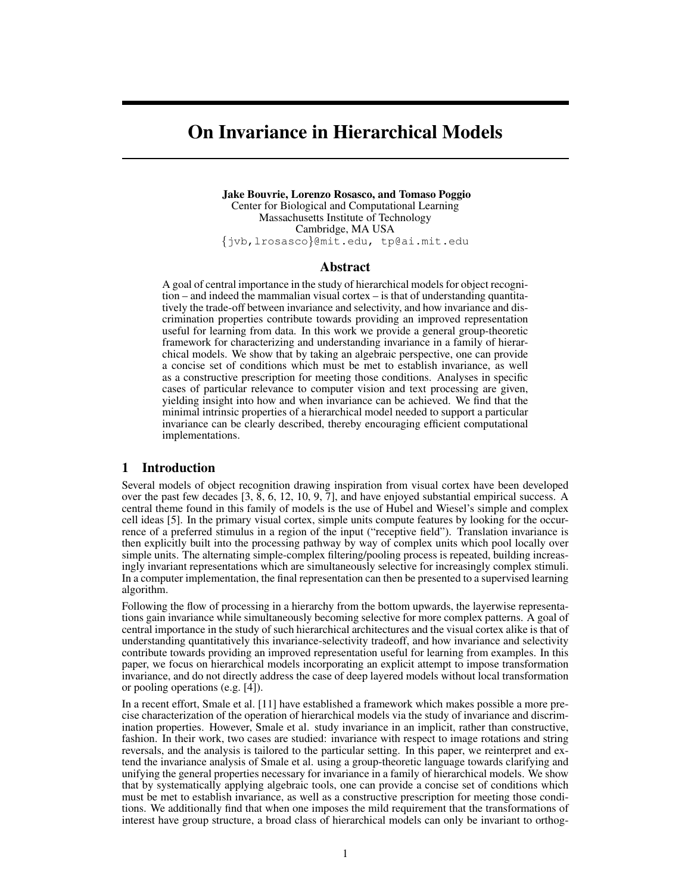# On Invariance in Hierarchical Models

**Jake Bouvrie, Lorenzo Rosasco, and Tomaso Poggio**
Center for Biological and Computational Learning
Massachusetts Institute of Technology
Cambridge, MA USA
{jvb,lrosasco}@mit.edu, tp@ai.mit.edu

## Abstract

A goal of central importance in the study of hierarchical models for object recognition – and indeed the mammalian visual cortex – is that of understanding quantitatively the trade-off between invariance and selectivity, and how invariance and discrimination properties contribute towards providing an improved representation useful for learning from data. In this work we provide a general group-theoretic framework for characterizing and understanding invariance in a family of hierarchical models. We show that by taking an algebraic perspective, one can provide a concise set of conditions which must be met to establish invariance, as well as a constructive prescription for meeting those conditions. Analyses in specific cases of particular relevance to computer vision and text processing are given, yielding insight into how and when invariance can be achieved. We find that the minimal intrinsic properties of a hierarchical model needed to support a particular invariance can be clearly described, thereby encouraging efficient computational implementations.

## 1 Introduction

Several models of object recognition drawing inspiration from visual cortex have been developed over the past few decades [3, 8, 6, 12, 10, 9, 7], and have enjoyed substantial empirical success. A central theme found in this family of models is the use of Hubel and Wiesel's simple and complex cell ideas [5]. In the primary visual cortex, simple units compute features by looking for the occurrence of a preferred stimulus in a region of the input ("receptive field"). Translation invariance is then explicitly built into the processing pathway by way of complex units which pool locally over simple units. The alternating simple-complex filtering/pooling process is repeated, building increasingly invariant representations which are simultaneously selective for increasingly complex stimuli. In a computer implementation, the final representation can then be presented to a supervised learning algorithm.

Following the flow of processing in a hierarchy from the bottom upwards, the layerwise representations gain invariance while simultaneously becoming selective for more complex patterns. A goal of central importance in the study of such hierarchical architectures and the visual cortex alike is that of understanding quantitatively this invariance-selectivity tradeoff, and how invariance and selectivity contribute towards providing an improved representation useful for learning from examples. In this paper, we focus on hierarchical models incorporating an explicit attempt to impose transformation invariance, and do not directly address the case of deep layered models without local transformation or pooling operations (e.g. [4]).

In a recent effort, Smale et al. [11] have established a framework which makes possible a more precise characterization of the operation of hierarchical models via the study of invariance and discrimination properties. However, Smale et al. study invariance in an implicit, rather than constructive, fashion. In their work, two cases are studied: invariance with respect to image rotations and string reversals, and the analysis is tailored to the particular setting. In this paper, we reinterpret and extend the invariance analysis of Smale et al. using a group-theoretic language towards clarifying and unifying the general properties necessary for invariance in a family of hierarchical models. We show that by systematically applying algebraic tools, one can provide a concise set of conditions which must be met to establish invariance, as well as a constructive prescription for meeting those conditions. We additionally find that when one imposes the mild requirement that the transformations of interest have group structure, a broad class of hierarchical models can only be invariant to orthog-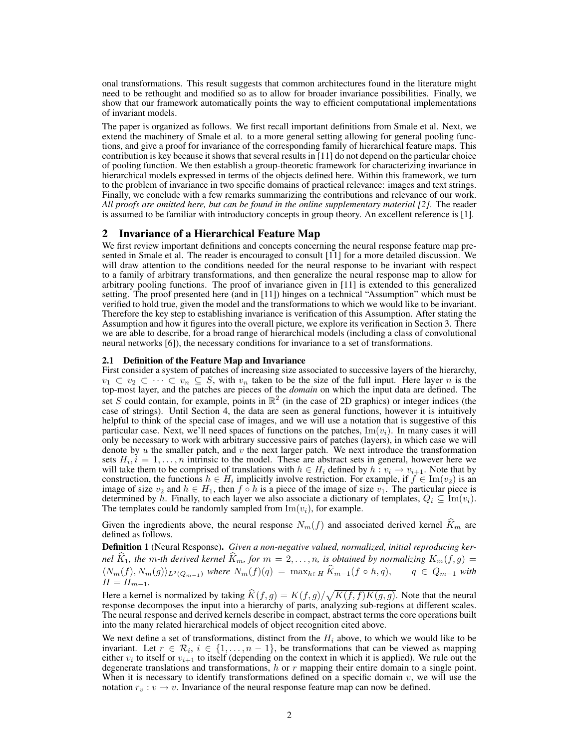onal transformations. This result suggests that common architectures found in the literature might need to be rethought and modified so as to allow for broader invariance possibilities. Finally, we show that our framework automatically points the way to efficient computational implementations of invariant models.

The paper is organized as follows. We first recall important definitions from Smale et al. Next, we extend the machinery of Smale et al. to a more general setting allowing for general pooling functions, and give a proof for invariance of the corresponding family of hierarchical feature maps. This contribution is key because it shows that several results in [11] do not depend on the particular choice of pooling function. We then establish a group-theoretic framework for characterizing invariance in hierarchical models expressed in terms of the objects defined here. Within this framework, we turn to the problem of invariance in two specific domains of practical relevance: images and text strings. Finally, we conclude with a few remarks summarizing the contributions and relevance of our work. *All proofs are omitted here, but can be found in the online supplementary material [2].* The reader is assumed to be familiar with introductory concepts in group theory. An excellent reference is [1].

## 2 Invariance of a Hierarchical Feature Map

We first review important definitions and concepts concerning the neural response feature map presented in Smale et al. The reader is encouraged to consult [11] for a more detailed discussion. We will draw attention to the conditions needed for the neural response to be invariant with respect to a family of arbitrary transformations, and then generalize the neural response map to allow for arbitrary pooling functions. The proof of invariance given in [11] is extended to this generalized setting. The proof presented here (and in [11]) hinges on a technical "Assumption" which must be verified to hold true, given the model and the transformations to which we would like to be invariant. Therefore the key step to establishing invariance is verification of this Assumption. After stating the Assumption and how it figures into the overall picture, we explore its verification in Section 3. There we are able to describe, for a broad range of hierarchical models (including a class of convolutional neural networks [6]), the necessary conditions for invariance to a set of transformations.

### 2.1 Definition of the Feature Map and Invariance

First consider a system of patches of increasing size associated to successive layers of the hierarchy, $v_1 \subset v_2 \subset \cdots \subset v_n \subseteq S$, with $v_n$ taken to be the size of the full input. Here layer $n$ is the top-most layer, and the patches are pieces of the *domain* on which the input data are defined. The set $S$ could contain, for example, points in $\mathbb{R}^2$ (in the case of 2D graphics) or integer indices (the case of strings). Until Section 4, the data are seen as general functions, however it is intuitively helpful to think of the special case of images, and we will use a notation that is suggestive of this particular case. Next, we'll need spaces of functions on the patches, $\mathrm{Im}(v_i)$. In many cases it will only be necessary to work with arbitrary successive pairs of patches (layers), in which case we will denote by $u$ the smaller patch, and $v$ the next larger patch. We next introduce the transformation sets $H_i, i = 1, \ldots, n$ intrinsic to the model. These are abstract sets in general, however here we will take them to be comprised of translations with $h \in H_i$ defined by $h : v_i \to v_{i+1}$. Note that by construction, the functions $h \in H_i$ implicitly involve restriction. For example, if $f \in \mathrm{Im}(v_2)$ is an image of size $v_2$ and $h \in H_1$, then $f \circ h$ is a piece of the image of size $v_1$. The particular piece is determined by $h$. Finally, to each layer we also associate a dictionary of templates, $Q_i \subseteq \mathrm{Im}(v_i)$. The templates could be randomly sampled from $\mathrm{Im}(v_i)$, for example.

Given the ingredients above, the neural response $N_m(f)$ and associated derived kernel $\widehat{K}_m$ are defined as follows.

**Definition 1** (Neural Response). *Given a non-negative valued, normalized, initial reproducing kernel $\widehat{K}_1$, the $m$-th derived kernel $\widehat{K}_m$, for $m = 2, \ldots, n$, is obtained by normalizing $K_m(f, g) = \langle N_m(f), N_m(g)\rangle_{L^2(Q_{m-1})}$ where $N_m(f)(q) = \max_{h \in H} \widehat{K}_{m-1}(f \circ h, q), \qquad q \in Q_{m-1}$ with $H = H_{m-1}$.*

Here a kernel is normalized by taking $\widehat{K}(f, g) = K(f, g)/\sqrt{K(f, f)K(g, g)}$. Note that the neural response decomposes the input into a hierarchy of parts, analyzing sub-regions at different scales. The neural response and derived kernels describe in compact, abstract terms the core operations built into the many related hierarchical models of object recognition cited above.

We next define a set of transformations, distinct from the $H_i$ above, to which we would like to be invariant. Let $r \in \mathcal{R}_i$, $i \in \{1, \ldots, n-1\}$, be transformations that can be viewed as mapping either $v_i$ to itself or $v_{i+1}$ to itself (depending on the context in which it is applied). We rule out the degenerate translations and transformations, $h$ or $r$ mapping their entire domain to a single point. When it is necessary to identify transformations defined on a specific domain $v$, we will use the notation $r_v : v \to v$. Invariance of the neural response feature map can now be defined.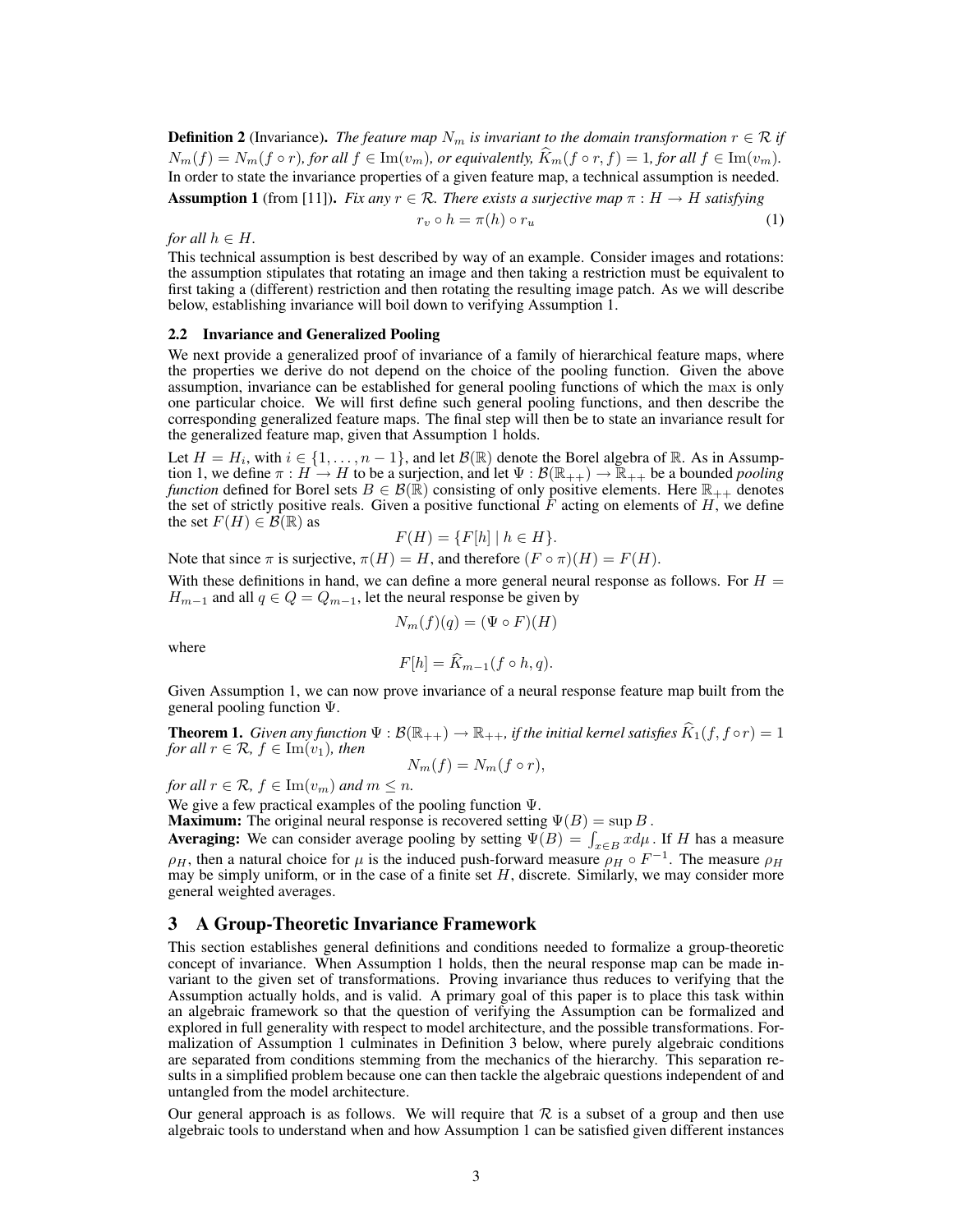**Definition 2** (Invariance)**.** *The feature map $N_m$ is invariant to the domain transformation $r \in \mathcal{R}$ if $N_m(f) = N_m(f \circ r)$, for all $f \in \text{Im}(v_m)$, or equivalently, $\widehat{K}_m(f \circ r, f) = 1$, for all $f \in \text{Im}(v_m)$.*

In order to state the invariance properties of a given feature map, a technical assumption is needed.

**Assumption 1** (from [11])**.** *Fix any $r \in \mathcal{R}$. There exists a surjective map $\pi : H \to H$ satisfying*

$$r_v \circ h = \pi(h) \circ r_u \tag{1}$$

*for all $h \in H$.*

This technical assumption is best described by way of an example. Consider images and rotations: the assumption stipulates that rotating an image and then taking a restriction must be equivalent to first taking a (different) restriction and then rotating the resulting image patch. As we will describe below, establishing invariance will boil down to verifying Assumption 1.

### 2.2 Invariance and Generalized Pooling

We next provide a generalized proof of invariance of a family of hierarchical feature maps, where the properties we derive do not depend on the choice of the pooling function. Given the above assumption, invariance can be established for general pooling functions of which the max is only one particular choice. We will first define such general pooling functions, and then describe the corresponding generalized feature maps. The final step will then be to state an invariance result for the generalized feature map, given that Assumption 1 holds.

Let $H = H_i$, with $i \in \{1, \ldots, n-1\}$, and let $\mathcal{B}(\mathbb{R})$ denote the Borel algebra of $\mathbb{R}$. As in Assumption 1, we define $\pi : H \to H$ to be a surjection, and let $\Psi : \mathcal{B}(\mathbb{R}_{++}) \to \mathbb{R}_{++}$ be a bounded *pooling function* defined for Borel sets $B \in \mathcal{B}(\mathbb{R})$ consisting of only positive elements. Here $\mathbb{R}_{++}$ denotes the set of strictly positive reals. Given a positive functional $F$ acting on elements of $H$, we define the set $F(H) \in \mathcal{B}(\mathbb{R})$ as

$$F(H) = \{F[h] \mid h \in H\}.$$

Note that since $\pi$ is surjective, $\pi(H) = H$, and therefore $(F \circ \pi)(H) = F(H)$.

With these definitions in hand, we can define a more general neural response as follows. For $H = H_{m-1}$ and all $q \in Q = Q_{m-1}$, let the neural response be given by

$$N_m(f)(q) = (\Psi \circ F)(H)$$

where

$$F[h] = \widehat{K}_{m-1}(f \circ h, q).$$

Given Assumption 1, we can now prove invariance of a neural response feature map built from the general pooling function $\Psi$.

**Theorem 1.** *Given any function $\Psi : \mathcal{B}(\mathbb{R}_{++}) \to \mathbb{R}_{++}$, if the initial kernel satisfies $\widehat{K}_1(f, f \circ r) = 1$ for all $r \in \mathcal{R}$, $f \in \text{Im}(v_1)$, then*

$$N_m(f) = N_m(f \circ r),$$

*for all $r \in \mathcal{R}$, $f \in \text{Im}(v_m)$ and $m \leq n$.*

We give a few practical examples of the pooling function $\Psi$.

**Maximum:** The original neural response is recovered setting $\Psi(B) = \sup B$ .

**Averaging:** We can consider average pooling by setting $\Psi(B) = \int_{x \in B} x d\mu$ . If $H$ has a measure $\rho_H$, then a natural choice for $\mu$ is the induced push-forward measure $\rho_H \circ F^{-1}$. The measure $\rho_H$ may be simply uniform, or in the case of a finite set $H$, discrete. Similarly, we may consider more general weighted averages.

## 3 A Group-Theoretic Invariance Framework

This section establishes general definitions and conditions needed to formalize a group-theoretic concept of invariance. When Assumption 1 holds, then the neural response map can be made invariant to the given set of transformations. Proving invariance thus reduces to verifying that the Assumption actually holds, and is valid. A primary goal of this paper is to place this task within an algebraic framework so that the question of verifying the Assumption can be formalized and explored in full generality with respect to model architecture, and the possible transformations. Formalization of Assumption 1 culminates in Definition 3 below, where purely algebraic conditions are separated from conditions stemming from the mechanics of the hierarchy. This separation results in a simplified problem because one can then tackle the algebraic questions independent of and untangled from the model architecture.

Our general approach is as follows. We will require that $\mathcal{R}$ is a subset of a group and then use algebraic tools to understand when and how Assumption 1 can be satisfied given different instances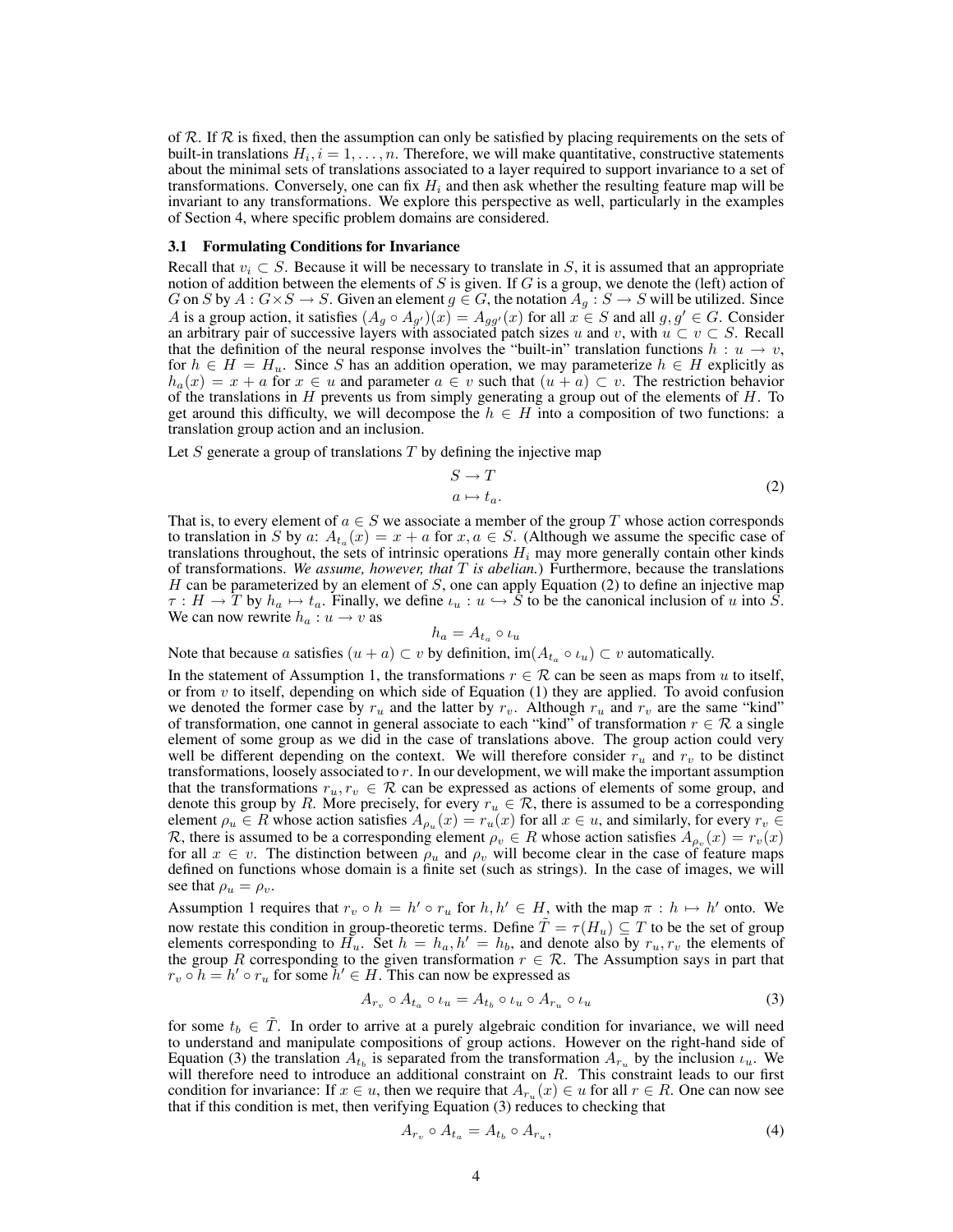of $\mathcal{R}$. If $\mathcal{R}$ is fixed, then the assumption can only be satisfied by placing requirements on the sets of built-in translations $H_i, i = 1, \ldots, n$. Therefore, we will make quantitative, constructive statements about the minimal sets of translations associated to a layer required to support invariance to a set of transformations. Conversely, one can fix $H_i$ and then ask whether the resulting feature map will be invariant to any transformations. We explore this perspective as well, particularly in the examples of Section 4, where specific problem domains are considered.

### 3.1 Formulating Conditions for Invariance

Recall that $v_i \subset S$. Because it will be necessary to translate in $S$, it is assumed that an appropriate notion of addition between the elements of $S$ is given. If $G$ is a group, we denote the (left) action of $G$ on $S$ by $A : G \times S \to S$. Given an element $g \in G$, the notation $A_g : S \to S$ will be utilized. Since $A$ is a group action, it satisfies $(A_g \circ A_{g'})(x) = A_{gg'}(x)$ for all $x \in S$ and all $g, g' \in G$. Consider an arbitrary pair of successive layers with associated patch sizes $u$ and $v$, with $u \subset v \subset S$. Recall that the definition of the neural response involves the "built-in" translation functions $h : u \to v$, for $h \in H = H_u$. Since $S$ has an addition operation, we may parameterize $h \in H$ explicitly as $h_a(x) = x + a$ for $x \in u$ and parameter $a \in v$ such that $(u + a) \subset v$. The restriction behavior of the translations in $H$ prevents us from simply generating a group out of the elements of $H$. To get around this difficulty, we will decompose the $h \in H$ into a composition of two functions: a translation group action and an inclusion.

Let $S$ generate a group of translations $T$ by defining the injective map

$$
\begin{aligned}
S &\to T \\
a &\mapsto t_a.
\end{aligned}
\tag{2}
$$

That is, to every element of $a \in S$ we associate a member of the group $T$ whose action corresponds to translation in $S$ by $a$: $A_{t_a}(x) = x + a$ for $x, a \in S$. (Although we assume the specific case of translations throughout, the sets of intrinsic operations $H_i$ may more generally contain other kinds of transformations. *We assume, however, that $T$ is abelian.*) Furthermore, because the translations $H$ can be parameterized by an element of $S$, one can apply Equation (2) to define an injective map $\tau : H \to T$ by $h_a \mapsto t_a$. Finally, we define $\iota_u : u \hookrightarrow S$ to be the canonical inclusion of $u$ into $S$. We can now rewrite $h_a : u \to v$ as

$$
h_a = A_{t_a} \circ \iota_u
$$

Note that because $a$ satisfies $(u + a) \subset v$ by definition, $\text{im}(A_{t_a} \circ \iota_u) \subset v$ automatically.

In the statement of Assumption 1, the transformations $r \in \mathcal{R}$ can be seen as maps from $u$ to itself, or from $v$ to itself, depending on which side of Equation (1) they are applied. To avoid confusion we denoted the former case by $r_u$ and the latter by $r_v$. Although $r_u$ and $r_v$ are the same "kind" of transformation, one cannot in general associate to each "kind" of transformation $r \in \mathcal{R}$ a single element of some group as we did in the case of translations above. The group action could very well be different depending on the context. We will therefore consider $r_u$ and $r_v$ to be distinct transformations, loosely associated to $r$. In our development, we will make the important assumption that the transformations $r_u, r_v \in \mathcal{R}$ can be expressed as actions of elements of some group, and denote this group by $R$. More precisely, for every $r_u \in \mathcal{R}$, there is assumed to be a corresponding element $\rho_u \in R$ whose action satisfies $A_{\rho_u}(x) = r_u(x)$ for all $x \in u$, and similarly, for every $r_v \in \mathcal{R}$, there is assumed to be a corresponding element $\rho_v \in R$ whose action satisfies $A_{\rho_v}(x) = r_v(x)$ for all $x \in v$. The distinction between $\rho_u$ and $\rho_v$ will become clear in the case of feature maps defined on functions whose domain is a finite set (such as strings). In the case of images, we will see that $\rho_u = \rho_v$.

Assumption 1 requires that $r_v \circ h = h' \circ r_u$ for $h, h' \in H$, with the map $\pi : h \mapsto h'$ onto. We now restate this condition in group-theoretic terms. Define $\tilde{T} = \tau(H_u) \subseteq T$ to be the set of group elements corresponding to $H_u$. Set $h = h_a, h' = h_b$, and denote also by $r_u, r_v$ the elements of the group $R$ corresponding to the given transformation $r \in \mathcal{R}$. The Assumption says in part that $r_v \circ h = h' \circ r_u$ for some $h' \in H$. This can now be expressed as

$$
A_{r_v} \circ A_{t_a} \circ \iota_u = A_{t_b} \circ \iota_u \circ A_{r_u} \circ \iota_u
\tag{3}
$$

for some $t_b \in \tilde{T}$. In order to arrive at a purely algebraic condition for invariance, we will need to understand and manipulate compositions of group actions. However on the right-hand side of Equation (3) the translation $A_{t_b}$ is separated from the transformation $A_{r_u}$ by the inclusion $\iota_u$. We will therefore need to introduce an additional constraint on $R$. This constraint leads to our first condition for invariance: If $x \in u$, then we require that $A_{r_u}(x) \in u$ for all $r \in R$. One can now see that if this condition is met, then verifying Equation (3) reduces to checking that

$$
A_{r_v} \circ A_{t_a} = A_{t_b} \circ A_{r_u},
\tag{4}
$$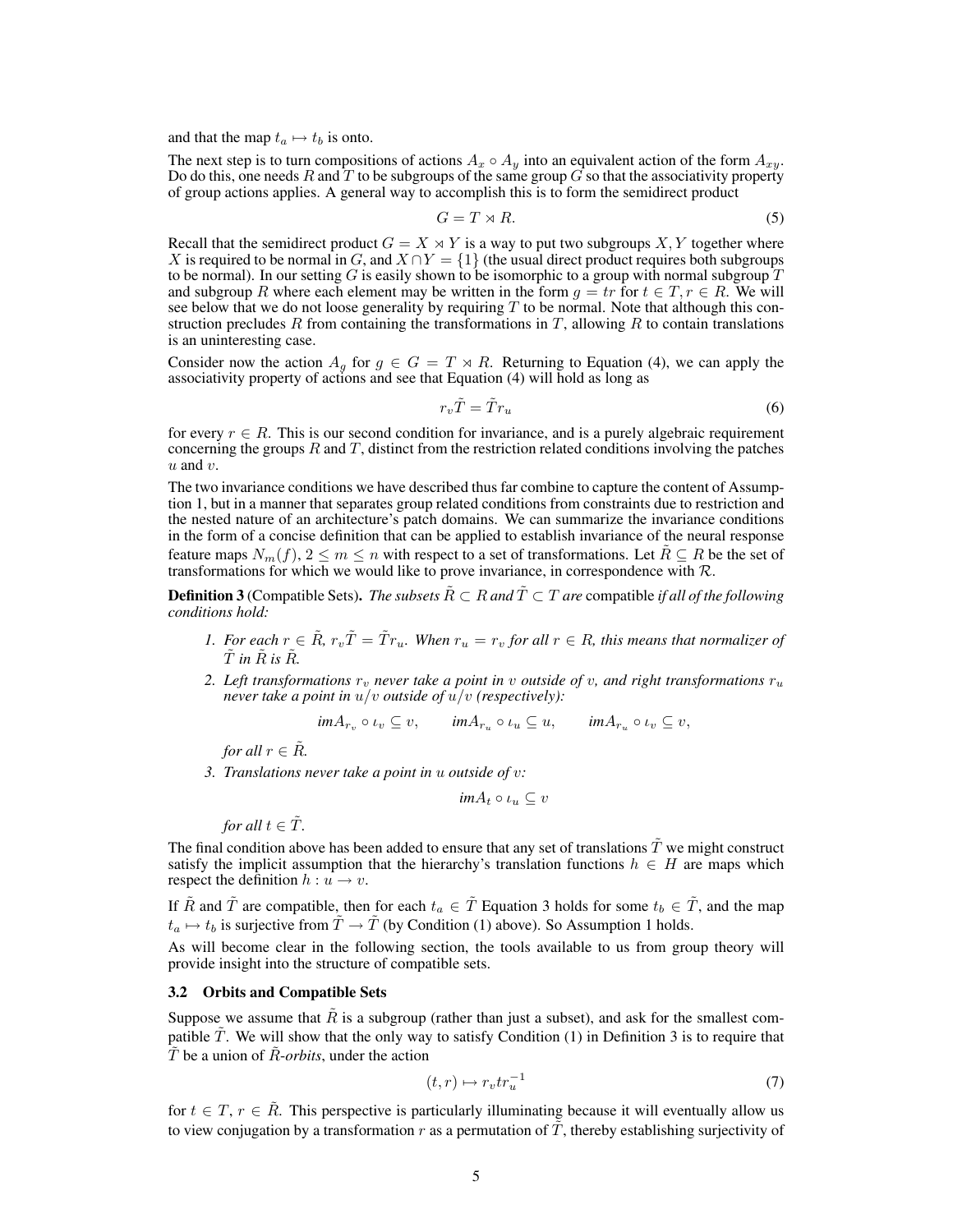and that the map $t_a \mapsto t_b$ is onto.

The next step is to turn compositions of actions $A_x \circ A_y$ into an equivalent action of the form $A_{xy}$. Do do this, one needs $R$ and $T$ to be subgroups of the same group $G$ so that the associativity property of group actions applies. A general way to accomplish this is to form the semidirect product

$$G = T \rtimes R. \tag{5}$$

Recall that the semidirect product $G = X \rtimes Y$ is a way to put two subgroups $X, Y$ together where $X$ is required to be normal in $G$, and $X \cap Y = \{1\}$ (the usual direct product requires both subgroups to be normal). In our setting $G$ is easily shown to be isomorphic to a group with normal subgroup $T$ and subgroup $R$ where each element may be written in the form $g = tr$ for $t \in T, r \in R$. We will see below that we do not loose generality by requiring $T$ to be normal. Note that although this construction precludes $R$ from containing the transformations in $T$, allowing $R$ to contain translations is an uninteresting case.

Consider now the action $A_g$ for $g \in G = T \rtimes R$. Returning to Equation (4), we can apply the associativity property of actions and see that Equation (4) will hold as long as

$$r_v \tilde{T} = \tilde{T} r_u \tag{6}$$

for every $r \in R$. This is our second condition for invariance, and is a purely algebraic requirement concerning the groups $R$ and $T$, distinct from the restriction related conditions involving the patches $u$ and $v$.

The two invariance conditions we have described thus far combine to capture the content of Assumption 1, but in a manner that separates group related conditions from constraints due to restriction and the nested nature of an architecture's patch domains. We can summarize the invariance conditions in the form of a concise definition that can be applied to establish invariance of the neural response feature maps $N_m(f), 2 \leq m \leq n$ with respect to a set of transformations. Let $\tilde{R} \subseteq R$ be the set of transformations for which we would like to prove invariance, in correspondence with $\mathcal{R}$.

**Definition 3** (Compatible Sets). *The subsets $\tilde{R} \subset R$ and $\tilde{T} \subset T$ are* compatible *if all of the following conditions hold:*

1. *For each $r \in \tilde{R}$, $r_v \tilde{T} = \tilde{T} r_u$. When $r_u = r_v$ for all $r \in R$, this means that normalizer of $\tilde{T}$ in $\tilde{R}$ is $\tilde{R}$.*
2. *Left transformations $r_v$ never take a point in $v$ outside of $v$, and right transformations $r_u$ never take a point in $u/v$ outside of $u/v$ (respectively):*

   $$\text{im} A_{r_v} \circ \iota_v \subseteq v, \qquad \text{im} A_{r_u} \circ \iota_u \subseteq u, \qquad \text{im} A_{r_u} \circ \iota_v \subseteq v,$$

   *for all $r \in \tilde{R}$.*
3. *Translations never take a point in $u$ outside of $v$:*

   $$\text{im} A_t \circ \iota_u \subseteq v$$

   *for all $t \in \tilde{T}$.*

The final condition above has been added to ensure that any set of translations $\tilde{T}$ we might construct satisfy the implicit assumption that the hierarchy's translation functions $h \in H$ are maps which respect the definition $h : u \to v$.

If $\tilde{R}$ and $\tilde{T}$ are compatible, then for each $t_a \in \tilde{T}$ Equation 3 holds for some $t_b \in \tilde{T}$, and the map $t_a \mapsto t_b$ is surjective from $\tilde{T} \to \tilde{T}$ (by Condition (1) above). So Assumption 1 holds.

As will become clear in the following section, the tools available to us from group theory will provide insight into the structure of compatible sets.

### 3.2 Orbits and Compatible Sets

Suppose we assume that $\tilde{R}$ is a subgroup (rather than just a subset), and ask for the smallest compatible $\tilde{T}$. We will show that the only way to satisfy Condition (1) in Definition 3 is to require that $\tilde{T}$ be a union of $\tilde{R}$*-orbits*, under the action

$$(t, r) \mapsto r_v t r_u^{-1} \tag{7}$$

for $t \in T$, $r \in \tilde{R}$. This perspective is particularly illuminating because it will eventually allow us to view conjugation by a transformation $r$ as a permutation of $\tilde{T}$, thereby establishing surjectivity of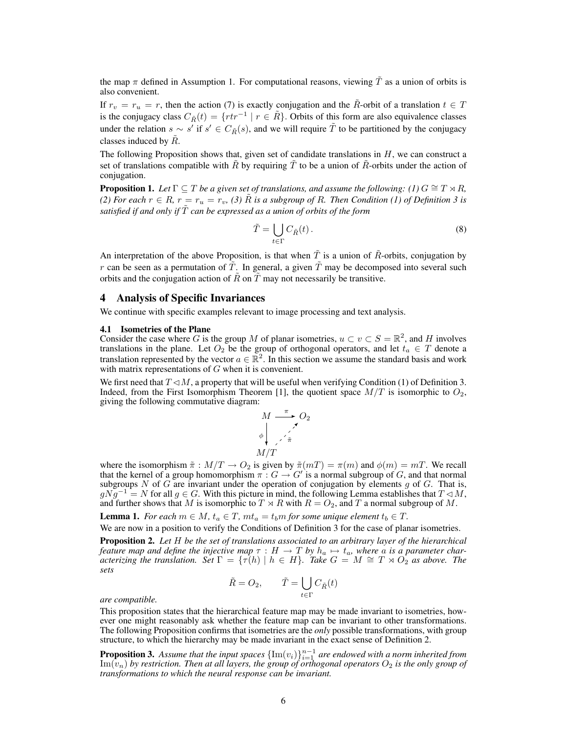the map $\pi$ defined in Assumption 1. For computational reasons, viewing $\tilde{T}$ as a union of orbits is also convenient.

If $r_v = r_u = r$, then the action (7) is exactly conjugation and the $\tilde{R}$-orbit of a translation $t \in T$ is the conjugacy class $C_{\tilde{R}}(t) = \{rtr^{-1} \mid r \in \tilde{R}\}$. Orbits of this form are also equivalence classes under the relation $s \sim s'$ if $s' \in C_{\tilde{R}}(s)$, and we will require $\tilde{T}$ to be partitioned by the conjugacy classes induced by $\tilde{R}$.

The following Proposition shows that, given set of candidate translations in $H$, we can construct a set of translations compatible with $\tilde{R}$ by requiring $\tilde{T}$ to be a union of $\tilde{R}$-orbits under the action of conjugation.

**Proposition 1.** *Let $\Gamma \subseteq T$ be a given set of translations, and assume the following: (1) $G \cong T \rtimes R$, (2) For each $r \in R$, $r = r_u = r_v$, (3) $\tilde{R}$ is a subgroup of $R$. Then Condition (1) of Definition 3 is satisfied if and only if $\tilde{T}$ can be expressed as a union of orbits of the form*

$$\tilde{T} = \bigcup_{t \in \Gamma} C_{\tilde{R}}(t)\,. \tag{8}$$

An interpretation of the above Proposition, is that when $\tilde{T}$ is a union of $\tilde{R}$-orbits, conjugation by $r$ can be seen as a permutation of $\tilde{T}$. In general, a given $\tilde{T}$ may be decomposed into several such orbits and the conjugation action of $\tilde{R}$ on $\tilde{T}$ may not necessarily be transitive.

## 4 Analysis of Specific Invariances

We continue with specific examples relevant to image processing and text analysis.

### 4.1 Isometries of the Plane

Consider the case where $G$ is the group $M$ of planar isometries, $u \subset v \subset S = \mathbb{R}^2$, and $H$ involves translations in the plane. Let $O_2$ be the group of orthogonal operators, and let $t_a \in T$ denote a translation represented by the vector $a \in \mathbb{R}^2$. In this section we assume the standard basis and work with matrix representations of $G$ when it is convenient.

We first need that $T \lhd M$, a property that will be useful when verifying Condition (1) of Definition 3. Indeed, from the First Isomorphism Theorem [1], the quotient space $M/T$ is isomorphic to $O_2$, giving the following commutative diagram:

$$\begin{array}{ccc} M & \xrightarrow{\;\pi\;} & O_2 \\ {\scriptstyle\phi}\downarrow & \nearrow_{\tilde{\pi}} & \\ M/T & & \end{array}$$

where the isomorphism $\tilde{\pi} : M/T \to O_2$ is given by $\tilde{\pi}(mT) = \pi(m)$ and $\phi(m) = mT$. We recall that the kernel of a group homomorphism $\pi : G \to G'$ is a normal subgroup of $G$, and that normal subgroups $N$ of $G$ are invariant under the operation of conjugation by elements $g$ of $G$. That is, $gNg^{-1} = N$ for all $g \in G$. With this picture in mind, the following Lemma establishes that $T \lhd M$, and further shows that $M$ is isomorphic to $T \rtimes R$ with $R = O_2$, and $T$ a normal subgroup of $M$.

**Lemma 1.** *For each $m \in M$, $t_a \in T$, $mt_a = t_b m$ for some unique element $t_b \in T$.*

We are now in a position to verify the Conditions of Definition 3 for the case of planar isometries.

**Proposition 2.** *Let $H$ be the set of translations associated to an arbitrary layer of the hierarchical feature map and define the injective map $\tau : H \to T$ by $h_a \mapsto t_a$, where $a$ is a parameter characterizing the translation. Set $\Gamma = \{\tau(h) \mid h \in H\}$. Take $G = M \cong T \rtimes O_2$ as above. The sets*

$$\tilde{R} = O_2, \qquad \tilde{T} = \bigcup_{t \in \Gamma} C_{\tilde{R}}(t)$$

*are compatible.*

This proposition states that the hierarchical feature map may be made invariant to isometries, however one might reasonably ask whether the feature map can be invariant to other transformations. The following Proposition confirms that isometries are the *only* possible transformations, with group structure, to which the hierarchy may be made invariant in the exact sense of Definition 2.

**Proposition 3.** *Assume that the input spaces $\{\mathrm{Im}(v_i)\}_{i=1}^{n-1}$ are endowed with a norm inherited from $\mathrm{Im}(v_n)$ by restriction. Then at all layers, the group of orthogonal operators $O_2$ is the only group of transformations to which the neural response can be invariant.*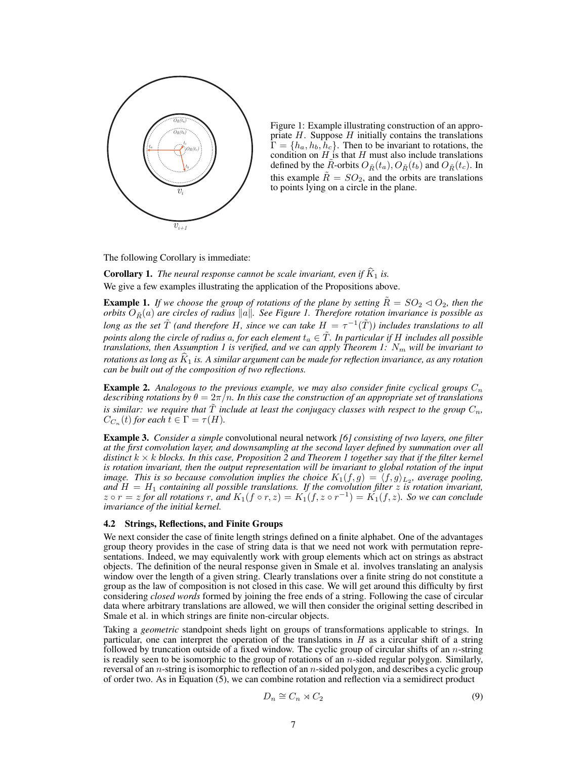Figure 1: Example illustrating construction of an appropriate $H$. Suppose $H$ initially contains the translations $\Gamma = \{h_a, h_b, h_c\}$. Then to be invariant to rotations, the condition on $H$ is that $H$ must also include translations defined by the $\tilde{R}$-orbits $O_{\tilde{R}}(t_a), O_{\tilde{R}}(t_b)$ and $O_{\tilde{R}}(t_c)$. In this example $\tilde{R} = SO_2$, and the orbits are translations to points lying on a circle in the plane.

The following Corollary is immediate:

**Corollary 1.** *The neural response cannot be scale invariant, even if $\widehat{K}_1$ is.*

We give a few examples illustrating the application of the Propositions above.

**Example 1.** *If we choose the group of rotations of the plane by setting $\tilde{R} = SO_2 \lhd O_2$, then the orbits $O_{\tilde{R}}(a)$ are circles of radius $\|a\|$. See Figure 1. Therefore rotation invariance is possible as long as the set $\tilde{T}$ (and therefore $H$, since we can take $H = \tau^{-1}(\tilde{T})$) includes translations to all points along the circle of radius $a$, for each element $t_a \in \tilde{T}$. In particular if $H$ includes all possible translations, then Assumption 1 is verified, and we can apply Theorem 1: $N_m$ will be invariant to rotations as long as $\widehat{K}_1$ is. A similar argument can be made for reflection invariance, as any rotation can be built out of the composition of two reflections.*

**Example 2.** *Analogous to the previous example, we may also consider finite cyclical groups $C_n$ describing rotations by $\theta = 2\pi/n$. In this case the construction of an appropriate set of translations is similar: we require that $\tilde{T}$ include at least the conjugacy classes with respect to the group $C_n$, $C_{C_n}(t)$ for each $t \in \Gamma = \tau(H)$.*

**Example 3.** *Consider a simple* convolutional neural network *[6] consisting of two layers, one filter at the first convolution layer, and downsampling at the second layer defined by summation over all distinct $k \times k$ blocks. In this case, Proposition 2 and Theorem 1 together say that if the filter kernel is rotation invariant, then the output representation will be invariant to global rotation of the input image. This is so because convolution implies the choice $K_1(f, g) = \langle f, g \rangle_{L_2}$, average pooling, and $H = H_1$ containing all possible translations. If the convolution filter $z$ is rotation invariant, $z \circ r = z$ for all rotations $r$, and $K_1(f \circ r, z) = K_1(f, z \circ r^{-1}) = K_1(f, z)$. So we can conclude invariance of the initial kernel.*

### 4.2 Strings, Reflections, and Finite Groups

We next consider the case of finite length strings defined on a finite alphabet. One of the advantages group theory provides in the case of string data is that we need not work with permutation representations. Indeed, we may equivalently work with group elements which act on strings as abstract objects. The definition of the neural response given in Smale et al. involves translating an analysis window over the length of a given string. Clearly translations over a finite string do not constitute a group as the law of composition is not closed in this case. We will get around this difficulty by first considering *closed words* formed by joining the free ends of a string. Following the case of circular data where arbitrary translations are allowed, we will then consider the original setting described in Smale et al. in which strings are finite non-circular objects.

Taking a *geometric* standpoint sheds light on groups of transformations applicable to strings. In particular, one can interpret the operation of the translations in $H$ as a circular shift of a string followed by truncation outside of a fixed window. The cyclic group of circular shifts of an $n$-string is readily seen to be isomorphic to the group of rotations of an $n$-sided regular polygon. Similarly, reversal of an $n$-string is isomorphic to reflection of an $n$-sided polygon, and describes a cyclic group of order two. As in Equation (5), we can combine rotation and reflection via a semidirect product

$$D_n \cong C_n \rtimes C_2 \tag{9}$$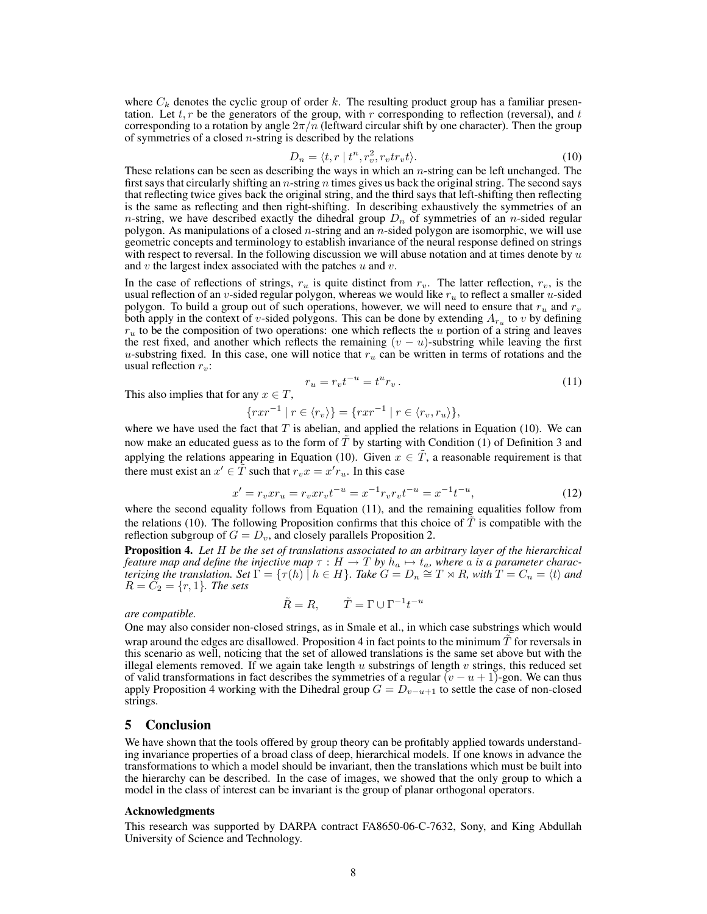where $C_k$ denotes the cyclic group of order $k$. The resulting product group has a familiar presentation. Let $t, r$ be the generators of the group, with $r$ corresponding to reflection (reversal), and $t$ corresponding to a rotation by angle $2\pi/n$ (leftward circular shift by one character). Then the group of symmetries of a closed $n$-string is described by the relations

$$D_n = \langle t, r \mid t^n, r_v^2, r_v t r_v t \rangle. \tag{10}$$

These relations can be seen as describing the ways in which an $n$-string can be left unchanged. The first says that circularly shifting an $n$-string $n$ times gives us back the original string. The second says that reflecting twice gives back the original string, and the third says that left-shifting then reflecting is the same as reflecting and then right-shifting. In describing exhaustively the symmetries of an $n$-string, we have described exactly the dihedral group $D_n$ of symmetries of an $n$-sided regular polygon. As manipulations of a closed $n$-string and an $n$-sided polygon are isomorphic, we will use geometric concepts and terminology to establish invariance of the neural response defined on strings with respect to reversal. In the following discussion we will abuse notation and at times denote by $u$ and $v$ the largest index associated with the patches $u$ and $v$.

In the case of reflections of strings, $r_u$ is quite distinct from $r_v$. The latter reflection, $r_v$, is the usual reflection of an $v$-sided regular polygon, whereas we would like $r_u$ to reflect a smaller $u$-sided polygon. To build a group out of such operations, however, we will need to ensure that $r_u$ and $r_v$ both apply in the context of $v$-sided polygons. This can be done by extending $A_{r_u}$ to $v$ by defining $r_u$ to be the composition of two operations: one which reflects the $u$ portion of a string and leaves the rest fixed, and another which reflects the remaining $(v-u)$-substring while leaving the first $u$-substring fixed. In this case, one will notice that $r_u$ can be written in terms of rotations and the usual reflection $r_v$:

$$r_u = r_v t^{-u} = t^u r_v \,. \tag{11}$$

This also implies that for any $x \in T$,

$$\{rxr^{-1} \mid r \in \langle r_v \rangle\} = \{rxr^{-1} \mid r \in \langle r_v, r_u \rangle\},$$

where we have used the fact that $T$ is abelian, and applied the relations in Equation (10). We can now make an educated guess as to the form of $\tilde{T}$ by starting with Condition (1) of Definition 3 and applying the relations appearing in Equation (10). Given $x \in \tilde{T}$, a reasonable requirement is that there must exist an $x' \in \tilde{T}$ such that $r_v x = x' r_u$. In this case

$$x' = r_v x r_u = r_v x r_v t^{-u} = x^{-1} r_v r_v t^{-u} = x^{-1} t^{-u}, \tag{12}$$

where the second equality follows from Equation (11), and the remaining equalities follow from the relations (10). The following Proposition confirms that this choice of $\tilde{T}$ is compatible with the reflection subgroup of $G = D_v$, and closely parallels Proposition 2.

**Proposition 4.** *Let $H$ be the set of translations associated to an arbitrary layer of the hierarchical feature map and define the injective map $\tau : H \to T$ by $h_a \mapsto t_a$, where $a$ is a parameter characterizing the translation. Set $\Gamma = \{\tau(h) \mid h \in H\}$. Take $G = D_n \cong T \rtimes R$, with $T = C_n = \langle t \rangle$ and $R = C_2 = \{r, 1\}$. The sets*

$$\tilde{R} = R, \qquad \tilde{T} = \Gamma \cup \Gamma^{-1} t^{-u}$$

*are compatible.*

One may also consider non-closed strings, as in Smale et al., in which case substrings which would wrap around the edges are disallowed. Proposition 4 in fact points to the minimum $\tilde{T}$ for reversals in this scenario as well, noticing that the set of allowed translations is the same set above but with the illegal elements removed. If we again take length $u$ substrings of length $v$ strings, this reduced set of valid transformations in fact describes the symmetries of a regular $(v-u+1)$-gon. We can thus apply Proposition 4 working with the Dihedral group $G = D_{v-u+1}$ to settle the case of non-closed strings.

## 5 Conclusion

We have shown that the tools offered by group theory can be profitably applied towards understanding invariance properties of a broad class of deep, hierarchical models. If one knows in advance the transformations to which a model should be invariant, then the translations which must be built into the hierarchy can be described. In the case of images, we showed that the only group to which a model in the class of interest can be invariant is the group of planar orthogonal operators.

### Acknowledgments

This research was supported by DARPA contract FA8650-06-C-7632, Sony, and King Abdullah University of Science and Technology.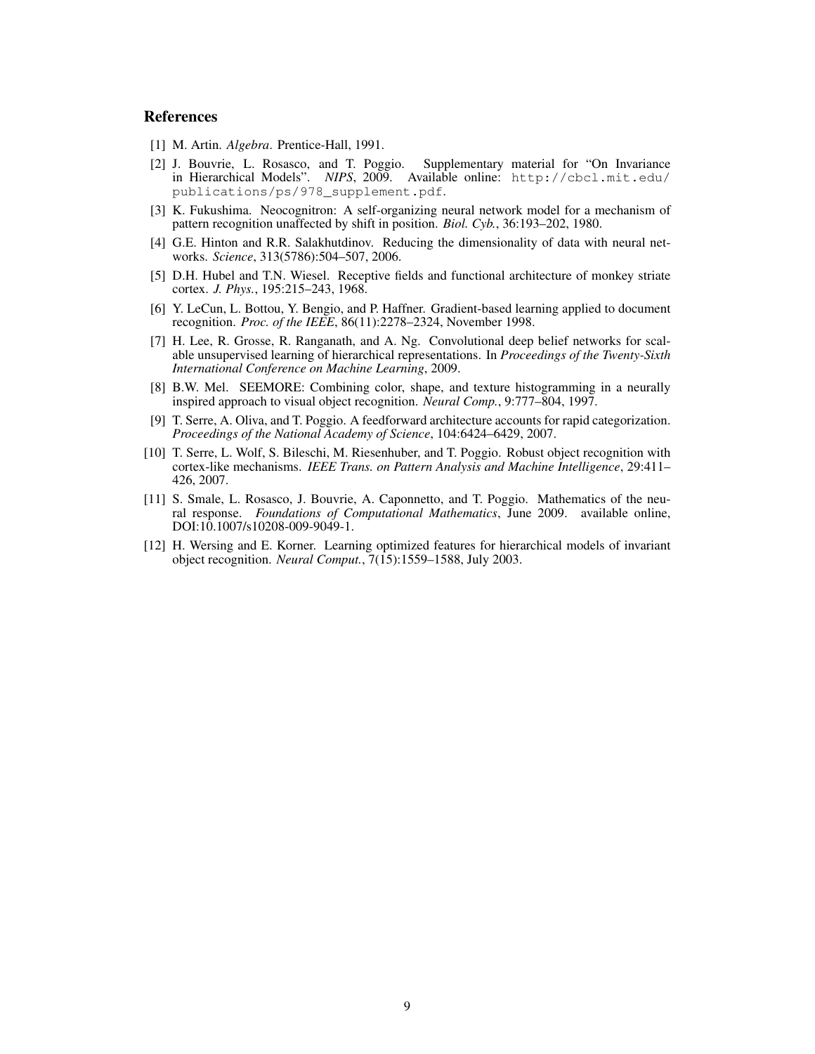## References

[1] M. Artin. *Algebra*. Prentice-Hall, 1991.

[2] J. Bouvrie, L. Rosasco, and T. Poggio. Supplementary material for "On Invariance in Hierarchical Models". *NIPS*, 2009. Available online: http://cbcl.mit.edu/publications/ps/978_supplement.pdf.

[3] K. Fukushima. Neocognitron: A self-organizing neural network model for a mechanism of pattern recognition unaffected by shift in position. *Biol. Cyb.*, 36:193–202, 1980.

[4] G.E. Hinton and R.R. Salakhutdinov. Reducing the dimensionality of data with neural networks. *Science*, 313(5786):504–507, 2006.

[5] D.H. Hubel and T.N. Wiesel. Receptive fields and functional architecture of monkey striate cortex. *J. Phys.*, 195:215–243, 1968.

[6] Y. LeCun, L. Bottou, Y. Bengio, and P. Haffner. Gradient-based learning applied to document recognition. *Proc. of the IEEE*, 86(11):2278–2324, November 1998.

[7] H. Lee, R. Grosse, R. Ranganath, and A. Ng. Convolutional deep belief networks for scalable unsupervised learning of hierarchical representations. In *Proceedings of the Twenty-Sixth International Conference on Machine Learning*, 2009.

[8] B.W. Mel. SEEMORE: Combining color, shape, and texture histogramming in a neurally inspired approach to visual object recognition. *Neural Comp.*, 9:777–804, 1997.

[9] T. Serre, A. Oliva, and T. Poggio. A feedforward architecture accounts for rapid categorization. *Proceedings of the National Academy of Science*, 104:6424–6429, 2007.

[10] T. Serre, L. Wolf, S. Bileschi, M. Riesenhuber, and T. Poggio. Robust object recognition with cortex-like mechanisms. *IEEE Trans. on Pattern Analysis and Machine Intelligence*, 29:411–426, 2007.

[11] S. Smale, L. Rosasco, J. Bouvrie, A. Caponnetto, and T. Poggio. Mathematics of the neural response. *Foundations of Computational Mathematics*, June 2009. available online, DOI:10.1007/s10208-009-9049-1.

[12] H. Wersing and E. Korner. Learning optimized features for hierarchical models of invariant object recognition. *Neural Comput.*, 7(15):1559–1588, July 2003.